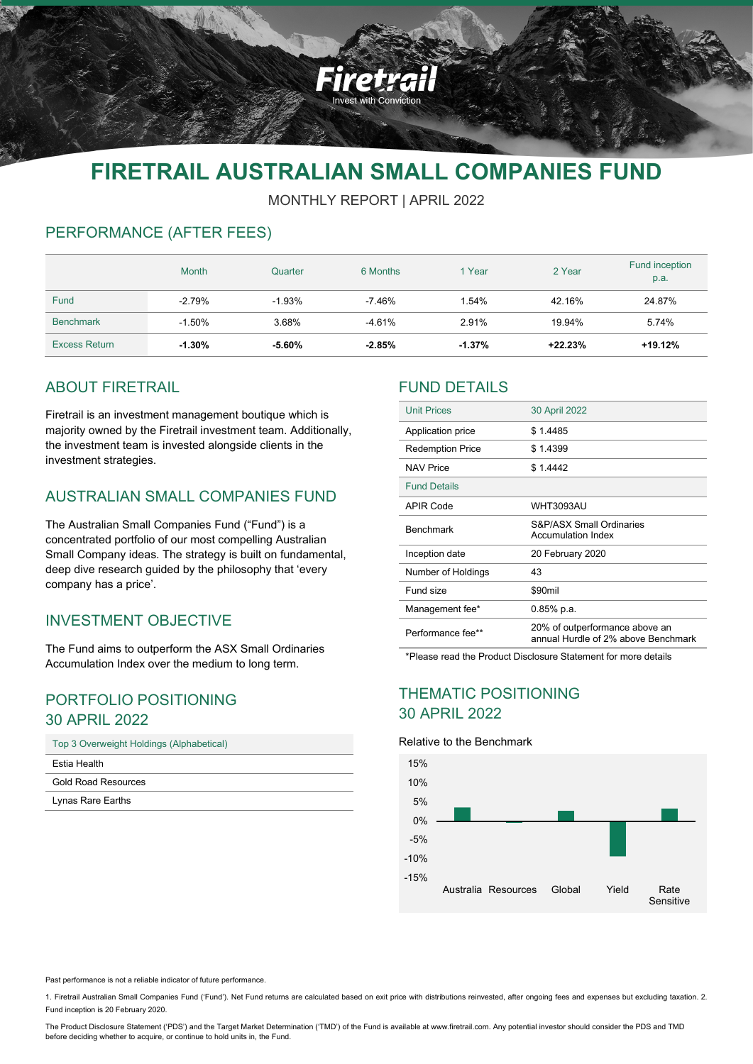Firetrail

Invest with Conviction

# FIRETRAIL AUSTRALIAN SMALL COMPANIES FUND

MONTHLY REPORT | APRIL 2022

## PERFORMANCE (AFTER FEES)

| | Month | Quarter | 6 Months | 1 Year | 2 Year | Fund inception p.a. |
|---|---|---|---|---|---|---|
| Fund | -2.79% | -1.93% | -7.46% | 1.54% | 42.16% | 24.87% |
| Benchmark | -1.50% | 3.68% | -4.61% | 2.91% | 19.94% | 5.74% |
| Excess Return | **-1.30%** | **-5.60%** | **-2.85%** | **-1.37%** | **+22.23%** | **+19.12%** |

## ABOUT FIRETRAIL

Firetrail is an investment management boutique which is majority owned by the Firetrail investment team. Additionally, the investment team is invested alongside clients in the investment strategies.

## AUSTRALIAN SMALL COMPANIES FUND

The Australian Small Companies Fund ("Fund") is a concentrated portfolio of our most compelling Australian Small Company ideas. The strategy is built on fundamental, deep dive research guided by the philosophy that 'every company has a price'.

## INVESTMENT OBJECTIVE

The Fund aims to outperform the ASX Small Ordinaries Accumulation Index over the medium to long term.

## PORTFOLIO POSITIONING 30 APRIL 2022

| Top 3 Overweight Holdings (Alphabetical) |
|---|
| Estia Health |
| Gold Road Resources |
| Lynas Rare Earths |

## FUND DETAILS

| Unit Prices | 30 April 2022 |
|---|---|
| Application price | $ 1.4485 |
| Redemption Price | $ 1.4399 |
| NAV Price | $ 1.4442 |
| **Fund Details** | |
| APIR Code | WHT3093AU |
| Benchmark | S&P/ASX Small Ordinaries Accumulation Index |
| Inception date | 20 February 2020 |
| Number of Holdings | 43 |
| Fund size | $90mil |
| Management fee* | 0.85% p.a. |
| Performance fee** | 20% of outperformance above an annual Hurdle of 2% above Benchmark |

*Please read the Product Disclosure Statement for more details

## THEMATIC POSITIONING 30 APRIL 2022

Relative to the Benchmark

(Bar chart: y-axis from -15% to 15%; categories: Australia, Resources, Global, Yield, Rate Sensitive)

Past performance is not a reliable indicator of future performance.

1. Firetrail Australian Small Companies Fund ('Fund'). Net Fund returns are calculated based on exit price with distributions reinvested, after ongoing fees and expenses but excluding taxation. 2. Fund inception is 20 February 2020.

The Product Disclosure Statement ('PDS') and the Target Market Determination ('TMD') of the Fund is available at www.firetrail.com. Any potential investor should consider the PDS and TMD before deciding whether to acquire, or continue to hold units in, the Fund.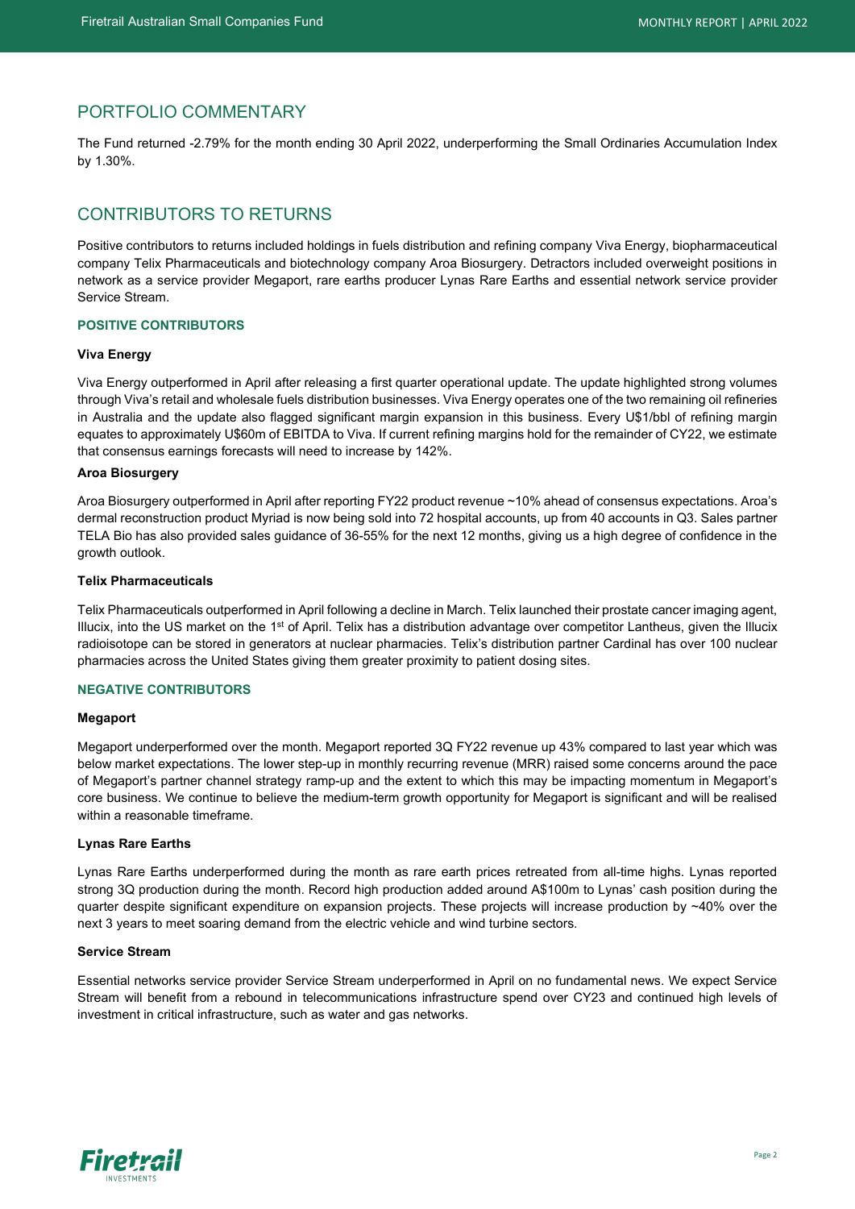## PORTFOLIO COMMENTARY

The Fund returned -2.79% for the month ending 30 April 2022, underperforming the Small Ordinaries Accumulation Index by 1.30%.

## CONTRIBUTORS TO RETURNS

Positive contributors to returns included holdings in fuels distribution and refining company Viva Energy, biopharmaceutical company Telix Pharmaceuticals and biotechnology company Aroa Biosurgery. Detractors included overweight positions in network as a service provider Megaport, rare earths producer Lynas Rare Earths and essential network service provider Service Stream.

### POSITIVE CONTRIBUTORS

#### Viva Energy

Viva Energy outperformed in April after releasing a first quarter operational update. The update highlighted strong volumes through Viva's retail and wholesale fuels distribution businesses. Viva Energy operates one of the two remaining oil refineries in Australia and the update also flagged significant margin expansion in this business. Every U$1/bbl of refining margin equates to approximately U$60m of EBITDA to Viva. If current refining margins hold for the remainder of CY22, we estimate that consensus earnings forecasts will need to increase by 142%.

#### Aroa Biosurgery

Aroa Biosurgery outperformed in April after reporting FY22 product revenue ~10% ahead of consensus expectations. Aroa's dermal reconstruction product Myriad is now being sold into 72 hospital accounts, up from 40 accounts in Q3. Sales partner TELA Bio has also provided sales guidance of 36-55% for the next 12 months, giving us a high degree of confidence in the growth outlook.

#### Telix Pharmaceuticals

Telix Pharmaceuticals outperformed in April following a decline in March. Telix launched their prostate cancer imaging agent, Illucix, into the US market on the 1st of April. Telix has a distribution advantage over competitor Lantheus, given the Illucix radioisotope can be stored in generators at nuclear pharmacies. Telix's distribution partner Cardinal has over 100 nuclear pharmacies across the United States giving them greater proximity to patient dosing sites.

### NEGATIVE CONTRIBUTORS

#### Megaport

Megaport underperformed over the month. Megaport reported 3Q FY22 revenue up 43% compared to last year which was below market expectations. The lower step-up in monthly recurring revenue (MRR) raised some concerns around the pace of Megaport's partner channel strategy ramp-up and the extent to which this may be impacting momentum in Megaport's core business. We continue to believe the medium-term growth opportunity for Megaport is significant and will be realised within a reasonable timeframe.

#### Lynas Rare Earths

Lynas Rare Earths underperformed during the month as rare earth prices retreated from all-time highs. Lynas reported strong 3Q production during the month. Record high production added around A$100m to Lynas' cash position during the quarter despite significant expenditure on expansion projects. These projects will increase production by ~40% over the next 3 years to meet soaring demand from the electric vehicle and wind turbine sectors.

#### Service Stream

Essential networks service provider Service Stream underperformed in April on no fundamental news. We expect Service Stream will benefit from a rebound in telecommunications infrastructure spend over CY23 and continued high levels of investment in critical infrastructure, such as water and gas networks.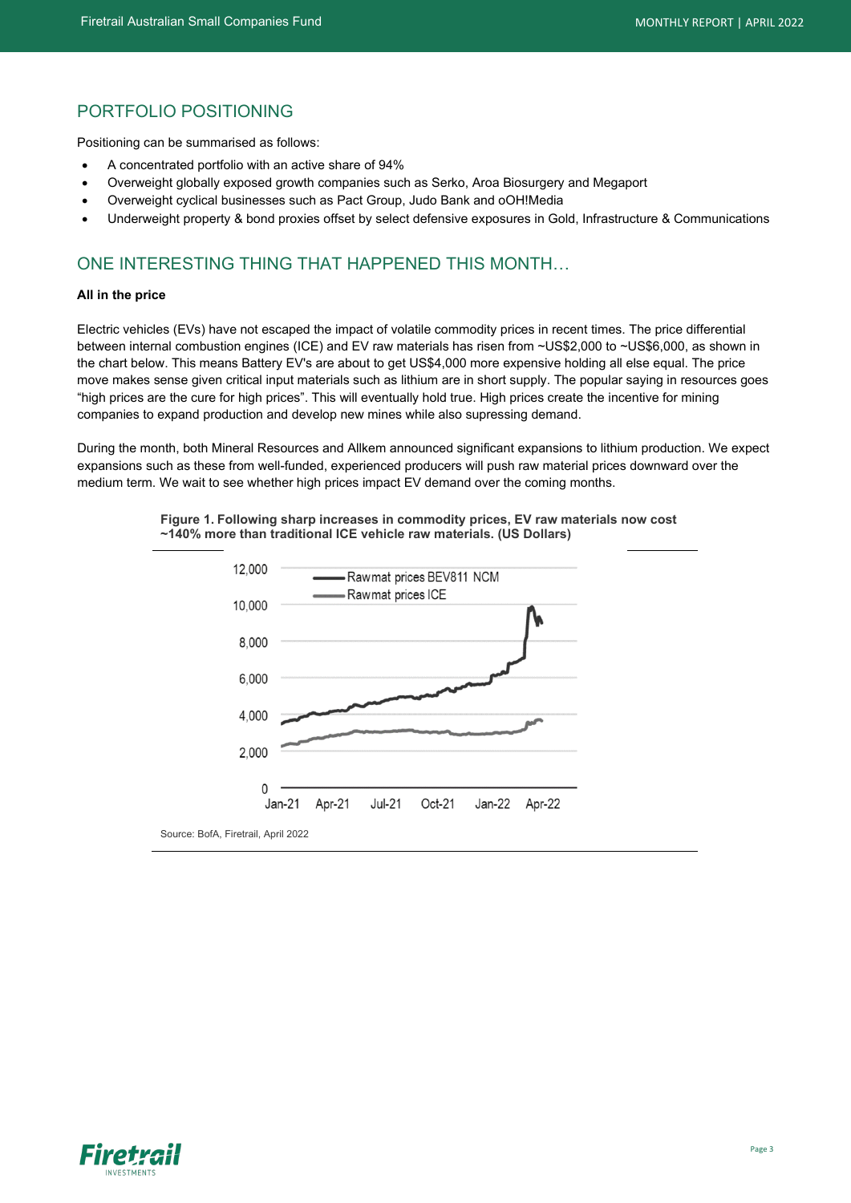## PORTFOLIO POSITIONING

Positioning can be summarised as follows:

- A concentrated portfolio with an active share of 94%
- Overweight globally exposed growth companies such as Serko, Aroa Biosurgery and Megaport
- Overweight cyclical businesses such as Pact Group, Judo Bank and oOH!Media
- Underweight property & bond proxies offset by select defensive exposures in Gold, Infrastructure & Communications

## ONE INTERESTING THING THAT HAPPENED THIS MONTH…

**All in the price**

Electric vehicles (EVs) have not escaped the impact of volatile commodity prices in recent times. The price differential between internal combustion engines (ICE) and EV raw materials has risen from ~US$2,000 to ~US$6,000, as shown in the chart below. This means Battery EV's are about to get US$4,000 more expensive holding all else equal. The price move makes sense given critical input materials such as lithium are in short supply. The popular saying in resources goes "high prices are the cure for high prices". This will eventually hold true. High prices create the incentive for mining companies to expand production and develop new mines while also supressing demand.

During the month, both Mineral Resources and Allkem announced significant expansions to lithium production. We expect expansions such as these from well-funded, experienced producers will push raw material prices downward over the medium term. We wait to see whether high prices impact EV demand over the coming months.

**Figure 1. Following sharp increases in commodity prices, EV raw materials now cost ~140% more than traditional ICE vehicle raw materials. (US Dollars)**

Rawmat prices BEV811 NCM
Rawmat prices ICE

12,000
10,000
8,000
6,000
4,000
2,000
0

Jan-21 Apr-21 Jul-21 Oct-21 Jan-22 Apr-22

Source: BofA, Firetrail, April 2022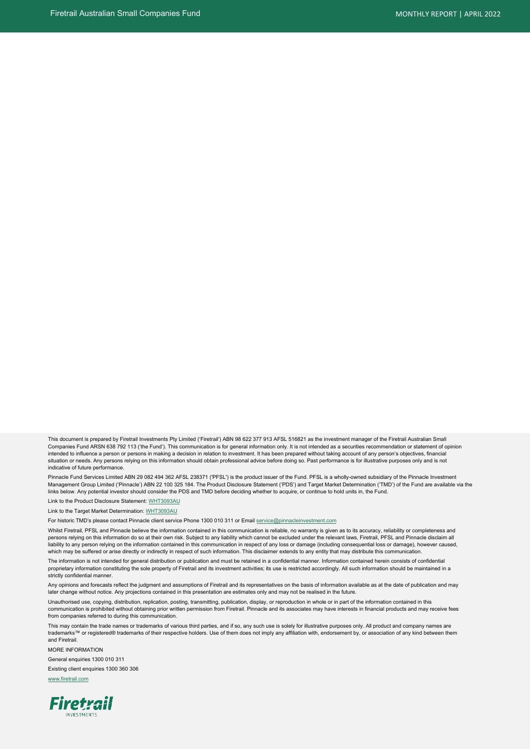This document is prepared by Firetrail Investments Pty Limited ('Firetrail') ABN 98 622 377 913 AFSL 516821 as the investment manager of the Firetrail Australian Small Companies Fund ARSN 638 792 113 ('the Fund'). This communication is for general information only. It is not intended as a securities recommendation or statement of opinion intended to influence a person or persons in making a decision in relation to investment. It has been prepared without taking account of any person's objectives, financial situation or needs. Any persons relying on this information should obtain professional advice before doing so. Past performance is for illustrative purposes only and is not indicative of future performance.

Pinnacle Fund Services Limited ABN 29 082 494 362 AFSL 238371 ('PFSL') is the product issuer of the Fund. PFSL is a wholly-owned subsidiary of the Pinnacle Investment Management Group Limited ('Pinnacle') ABN 22 100 325 184. The Product Disclosure Statement ('PDS') and Target Market Determination ('TMD') of the Fund are available via the links below. Any potential investor should consider the PDS and TMD before deciding whether to acquire, or continue to hold units in, the Fund.

Link to the Product Disclosure Statement: WHT3093AU

Link to the Target Market Determination: WHT3093AU

For historic TMD's please contact Pinnacle client service Phone 1300 010 311 or Email service@pinnacleinvestment.com

Whilst Firetrail, PFSL and Pinnacle believe the information contained in this communication is reliable, no warranty is given as to its accuracy, reliability or completeness and persons relying on this information do so at their own risk. Subject to any liability which cannot be excluded under the relevant laws, Firetrail, PFSL and Pinnacle disclaim all liability to any person relying on the information contained in this communication in respect of any loss or damage (including consequential loss or damage), however caused, which may be suffered or arise directly or indirectly in respect of such information. This disclaimer extends to any entity that may distribute this communication.

The information is not intended for general distribution or publication and must be retained in a confidential manner. Information contained herein consists of confidential proprietary information constituting the sole property of Firetrail and its investment activities; its use is restricted accordingly. All such information should be maintained in a strictly confidential manner.

Any opinions and forecasts reflect the judgment and assumptions of Firetrail and its representatives on the basis of information available as at the date of publication and may later change without notice. Any projections contained in this presentation are estimates only and may not be realised in the future.

Unauthorised use, copying, distribution, replication, posting, transmitting, publication, display, or reproduction in whole or in part of the information contained in this communication is prohibited without obtaining prior written permission from Firetrail. Pinnacle and its associates may have interests in financial products and may receive fees from companies referred to during this communication.

This may contain the trade names or trademarks of various third parties, and if so, any such use is solely for illustrative purposes only. All product and company names are trademarks™ or registered® trademarks of their respective holders. Use of them does not imply any affiliation with, endorsement by, or association of any kind between them and Firetrail.

MORE INFORMATION

General enquiries 1300 010 311

Existing client enquiries 1300 360 306

www.firetrail.com